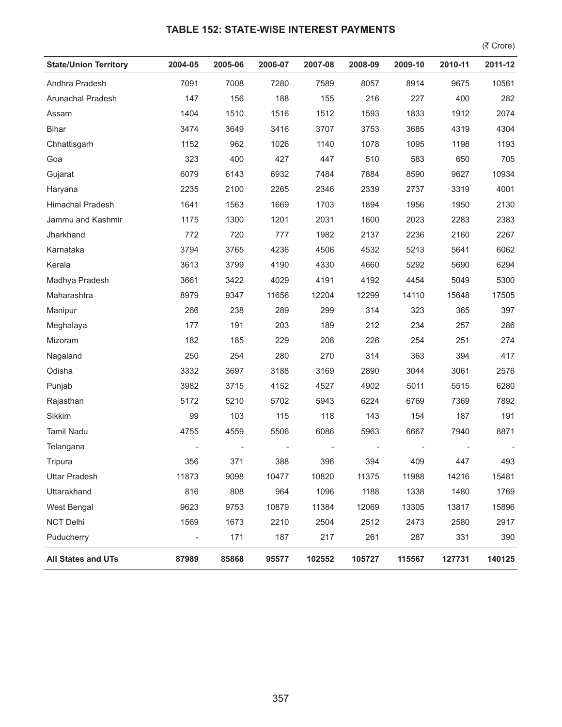## TABLE 152: STATE-WISE INTEREST PAYMENTS

(₹ Crore)

| State/Union Territory | 2004-05 | 2005-06 | 2006-07 | 2007-08 | 2008-09 | 2009-10 | 2010-11 | 2011-12 |
|---|---|---|---|---|---|---|---|---|
| Andhra Pradesh | 7091 | 7008 | 7280 | 7589 | 8057 | 8914 | 9675 | 10561 |
| Arunachal Pradesh | 147 | 156 | 188 | 155 | 216 | 227 | 400 | 282 |
| Assam | 1404 | 1510 | 1516 | 1512 | 1593 | 1833 | 1912 | 2074 |
| Bihar | 3474 | 3649 | 3416 | 3707 | 3753 | 3685 | 4319 | 4304 |
| Chhattisgarh | 1152 | 962 | 1026 | 1140 | 1078 | 1095 | 1198 | 1193 |
| Goa | 323 | 400 | 427 | 447 | 510 | 583 | 650 | 705 |
| Gujarat | 6079 | 6143 | 6932 | 7484 | 7884 | 8590 | 9627 | 10934 |
| Haryana | 2235 | 2100 | 2265 | 2346 | 2339 | 2737 | 3319 | 4001 |
| Himachal Pradesh | 1641 | 1563 | 1669 | 1703 | 1894 | 1956 | 1950 | 2130 |
| Jammu and Kashmir | 1175 | 1300 | 1201 | 2031 | 1600 | 2023 | 2283 | 2383 |
| Jharkhand | 772 | 720 | 777 | 1982 | 2137 | 2236 | 2160 | 2267 |
| Karnataka | 3794 | 3765 | 4236 | 4506 | 4532 | 5213 | 5641 | 6062 |
| Kerala | 3613 | 3799 | 4190 | 4330 | 4660 | 5292 | 5690 | 6294 |
| Madhya Pradesh | 3661 | 3422 | 4029 | 4191 | 4192 | 4454 | 5049 | 5300 |
| Maharashtra | 8979 | 9347 | 11656 | 12204 | 12299 | 14110 | 15648 | 17505 |
| Manipur | 266 | 238 | 289 | 299 | 314 | 323 | 365 | 397 |
| Meghalaya | 177 | 191 | 203 | 189 | 212 | 234 | 257 | 286 |
| Mizoram | 182 | 185 | 229 | 208 | 226 | 254 | 251 | 274 |
| Nagaland | 250 | 254 | 280 | 270 | 314 | 363 | 394 | 417 |
| Odisha | 3332 | 3697 | 3188 | 3169 | 2890 | 3044 | 3061 | 2576 |
| Punjab | 3982 | 3715 | 4152 | 4527 | 4902 | 5011 | 5515 | 6280 |
| Rajasthan | 5172 | 5210 | 5702 | 5943 | 6224 | 6769 | 7369 | 7892 |
| Sikkim | 99 | 103 | 115 | 118 | 143 | 154 | 187 | 191 |
| Tamil Nadu | 4755 | 4559 | 5506 | 6086 | 5963 | 6667 | 7940 | 8871 |
| Telangana | - | - | - | - | - | - | - | - |
| Tripura | 356 | 371 | 388 | 396 | 394 | 409 | 447 | 493 |
| Uttar Pradesh | 11873 | 9098 | 10477 | 10820 | 11375 | 11988 | 14216 | 15481 |
| Uttarakhand | 816 | 808 | 964 | 1096 | 1188 | 1338 | 1480 | 1769 |
| West Bengal | 9623 | 9753 | 10879 | 11384 | 12069 | 13305 | 13817 | 15896 |
| NCT Delhi | 1569 | 1673 | 2210 | 2504 | 2512 | 2473 | 2580 | 2917 |
| Puducherry | - | 171 | 187 | 217 | 261 | 287 | 331 | 390 |
| **All States and UTs** | **87989** | **85868** | **95577** | **102552** | **105727** | **115567** | **127731** | **140125** |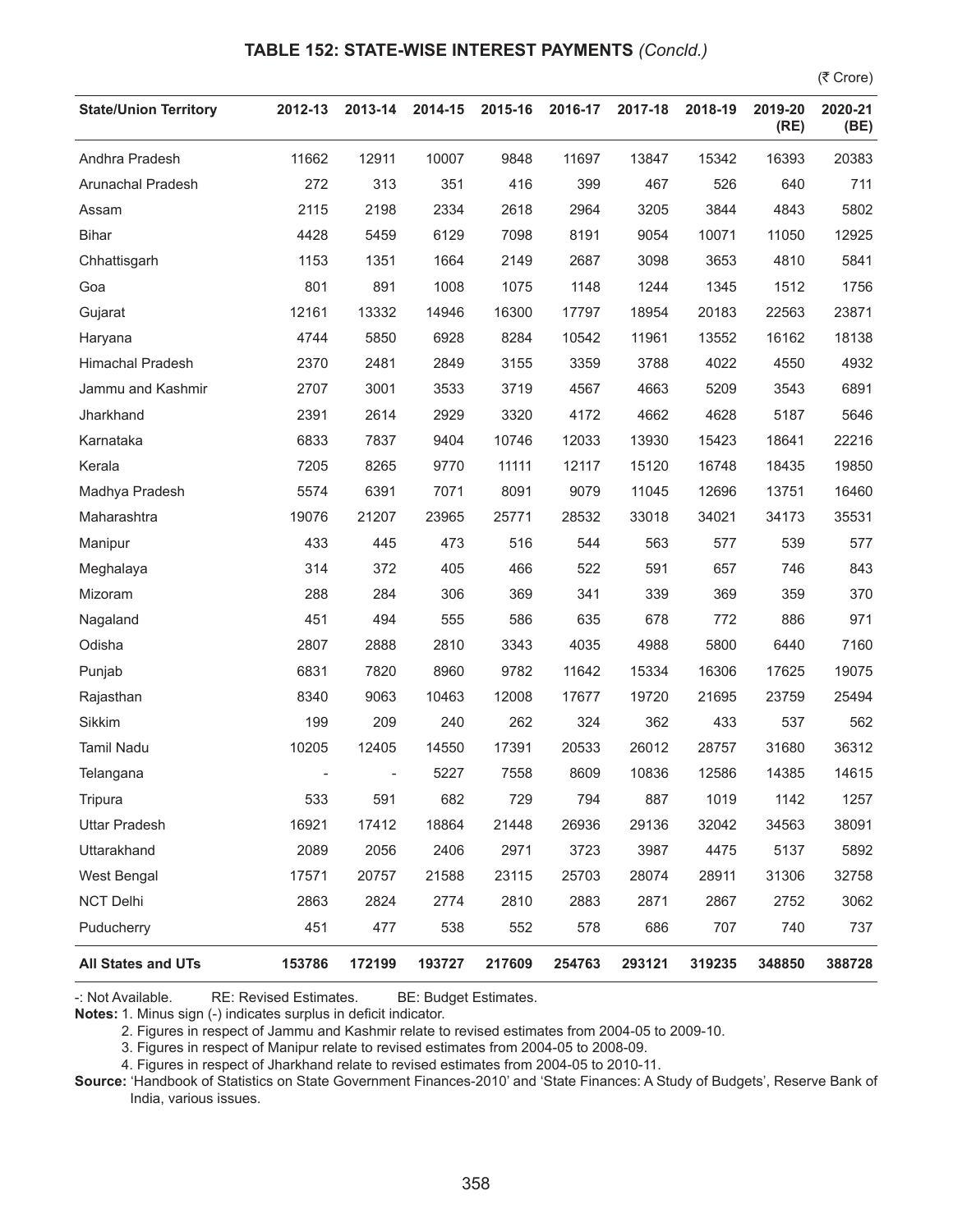## TABLE 152: STATE-WISE INTEREST PAYMENTS *(Concld.)*

(₹ Crore)

| State/Union Territory | 2012-13 | 2013-14 | 2014-15 | 2015-16 | 2016-17 | 2017-18 | 2018-19 | 2019-20 (RE) | 2020-21 (BE) |
|---|---|---|---|---|---|---|---|---|---|
| Andhra Pradesh | 11662 | 12911 | 10007 | 9848 | 11697 | 13847 | 15342 | 16393 | 20383 |
| Arunachal Pradesh | 272 | 313 | 351 | 416 | 399 | 467 | 526 | 640 | 711 |
| Assam | 2115 | 2198 | 2334 | 2618 | 2964 | 3205 | 3844 | 4843 | 5802 |
| Bihar | 4428 | 5459 | 6129 | 7098 | 8191 | 9054 | 10071 | 11050 | 12925 |
| Chhattisgarh | 1153 | 1351 | 1664 | 2149 | 2687 | 3098 | 3653 | 4810 | 5841 |
| Goa | 801 | 891 | 1008 | 1075 | 1148 | 1244 | 1345 | 1512 | 1756 |
| Gujarat | 12161 | 13332 | 14946 | 16300 | 17797 | 18954 | 20183 | 22563 | 23871 |
| Haryana | 4744 | 5850 | 6928 | 8284 | 10542 | 11961 | 13552 | 16162 | 18138 |
| Himachal Pradesh | 2370 | 2481 | 2849 | 3155 | 3359 | 3788 | 4022 | 4550 | 4932 |
| Jammu and Kashmir | 2707 | 3001 | 3533 | 3719 | 4567 | 4663 | 5209 | 3543 | 6891 |
| Jharkhand | 2391 | 2614 | 2929 | 3320 | 4172 | 4662 | 4628 | 5187 | 5646 |
| Karnataka | 6833 | 7837 | 9404 | 10746 | 12033 | 13930 | 15423 | 18641 | 22216 |
| Kerala | 7205 | 8265 | 9770 | 11111 | 12117 | 15120 | 16748 | 18435 | 19850 |
| Madhya Pradesh | 5574 | 6391 | 7071 | 8091 | 9079 | 11045 | 12696 | 13751 | 16460 |
| Maharashtra | 19076 | 21207 | 23965 | 25771 | 28532 | 33018 | 34021 | 34173 | 35531 |
| Manipur | 433 | 445 | 473 | 516 | 544 | 563 | 577 | 539 | 577 |
| Meghalaya | 314 | 372 | 405 | 466 | 522 | 591 | 657 | 746 | 843 |
| Mizoram | 288 | 284 | 306 | 369 | 341 | 339 | 369 | 359 | 370 |
| Nagaland | 451 | 494 | 555 | 586 | 635 | 678 | 772 | 886 | 971 |
| Odisha | 2807 | 2888 | 2810 | 3343 | 4035 | 4988 | 5800 | 6440 | 7160 |
| Punjab | 6831 | 7820 | 8960 | 9782 | 11642 | 15334 | 16306 | 17625 | 19075 |
| Rajasthan | 8340 | 9063 | 10463 | 12008 | 17677 | 19720 | 21695 | 23759 | 25494 |
| Sikkim | 199 | 209 | 240 | 262 | 324 | 362 | 433 | 537 | 562 |
| Tamil Nadu | 10205 | 12405 | 14550 | 17391 | 20533 | 26012 | 28757 | 31680 | 36312 |
| Telangana | - | - | 5227 | 7558 | 8609 | 10836 | 12586 | 14385 | 14615 |
| Tripura | 533 | 591 | 682 | 729 | 794 | 887 | 1019 | 1142 | 1257 |
| Uttar Pradesh | 16921 | 17412 | 18864 | 21448 | 26936 | 29136 | 32042 | 34563 | 38091 |
| Uttarakhand | 2089 | 2056 | 2406 | 2971 | 3723 | 3987 | 4475 | 5137 | 5892 |
| West Bengal | 17571 | 20757 | 21588 | 23115 | 25703 | 28074 | 28911 | 31306 | 32758 |
| NCT Delhi | 2863 | 2824 | 2774 | 2810 | 2883 | 2871 | 2867 | 2752 | 3062 |
| Puducherry | 451 | 477 | 538 | 552 | 578 | 686 | 707 | 740 | 737 |
| **All States and UTs** | **153786** | **172199** | **193727** | **217609** | **254763** | **293121** | **319235** | **348850** | **388728** |

-: Not Available. RE: Revised Estimates. BE: Budget Estimates.

**Notes:** 1. Minus sign (-) indicates surplus in deficit indicator.

2. Figures in respect of Jammu and Kashmir relate to revised estimates from 2004-05 to 2009-10.

3. Figures in respect of Manipur relate to revised estimates from 2004-05 to 2008-09.

4. Figures in respect of Jharkhand relate to revised estimates from 2004-05 to 2010-11.

**Source:** 'Handbook of Statistics on State Government Finances-2010' and 'State Finances: A Study of Budgets', Reserve Bank of India, various issues.